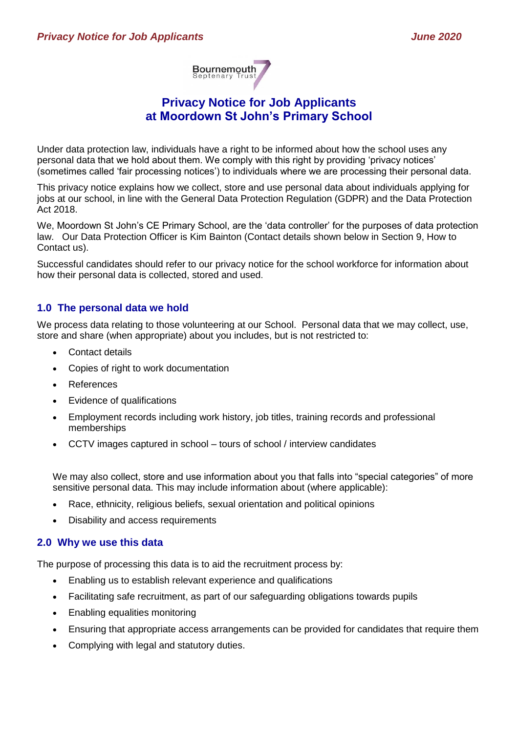# Privacy Notice for Job Applicants at Moordown St John's Primary School

Under data protection law, individuals have a right to be informed about how the school uses any personal data that we hold about them. We comply with this right by providing 'privacy notices' (sometimes called 'fair processing notices') to individuals where we are processing their personal data.

This privacy notice explains how we collect, store and use personal data about individuals applying for jobs at our school, in line with the General Data Protection Regulation (GDPR) and the Data Protection Act 2018.

We, Moordown St John's CE Primary School, are the 'data controller' for the purposes of data protection law. Our Data Protection Officer is Kim Bainton (Contact details shown below in Section 9, How to Contact us).

Successful candidates should refer to our privacy notice for the school workforce for information about how their personal data is collected, stored and used.

## 1.0 The personal data we hold

We process data relating to those volunteering at our School. Personal data that we may collect, use, store and share (when appropriate) about you includes, but is not restricted to:

- Contact details
- Copies of right to work documentation
- References
- Evidence of qualifications
- Employment records including work history, job titles, training records and professional memberships
- CCTV images captured in school – tours of school / interview candidates

We may also collect, store and use information about you that falls into "special categories" of more sensitive personal data. This may include information about (where applicable):

- Race, ethnicity, religious beliefs, sexual orientation and political opinions
- Disability and access requirements

## 2.0 Why we use this data

The purpose of processing this data is to aid the recruitment process by:

- Enabling us to establish relevant experience and qualifications
- Facilitating safe recruitment, as part of our safeguarding obligations towards pupils
- Enabling equalities monitoring
- Ensuring that appropriate access arrangements can be provided for candidates that require them
- Complying with legal and statutory duties.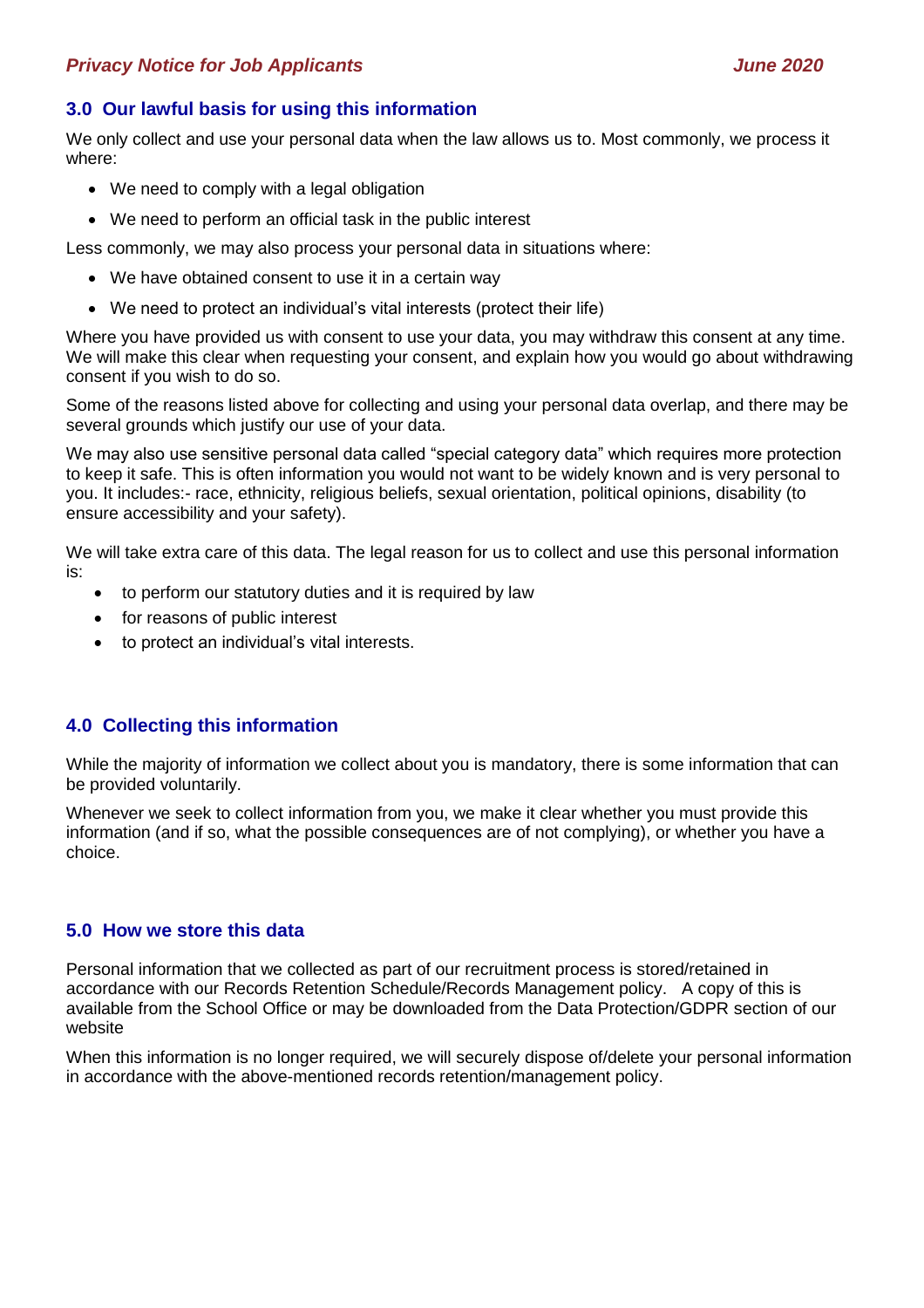## 3.0 Our lawful basis for using this information

We only collect and use your personal data when the law allows us to. Most commonly, we process it where:

- We need to comply with a legal obligation
- We need to perform an official task in the public interest

Less commonly, we may also process your personal data in situations where:

- We have obtained consent to use it in a certain way
- We need to protect an individual's vital interests (protect their life)

Where you have provided us with consent to use your data, you may withdraw this consent at any time. We will make this clear when requesting your consent, and explain how you would go about withdrawing consent if you wish to do so.

Some of the reasons listed above for collecting and using your personal data overlap, and there may be several grounds which justify our use of your data.

We may also use sensitive personal data called "special category data" which requires more protection to keep it safe. This is often information you would not want to be widely known and is very personal to you. It includes:- race, ethnicity, religious beliefs, sexual orientation, political opinions, disability (to ensure accessibility and your safety).

We will take extra care of this data. The legal reason for us to collect and use this personal information is:

- to perform our statutory duties and it is required by law
- for reasons of public interest
- to protect an individual's vital interests.

## 4.0 Collecting this information

While the majority of information we collect about you is mandatory, there is some information that can be provided voluntarily.

Whenever we seek to collect information from you, we make it clear whether you must provide this information (and if so, what the possible consequences are of not complying), or whether you have a choice.

## 5.0 How we store this data

Personal information that we collected as part of our recruitment process is stored/retained in accordance with our Records Retention Schedule/Records Management policy. A copy of this is available from the School Office or may be downloaded from the Data Protection/GDPR section of our website

When this information is no longer required, we will securely dispose of/delete your personal information in accordance with the above-mentioned records retention/management policy.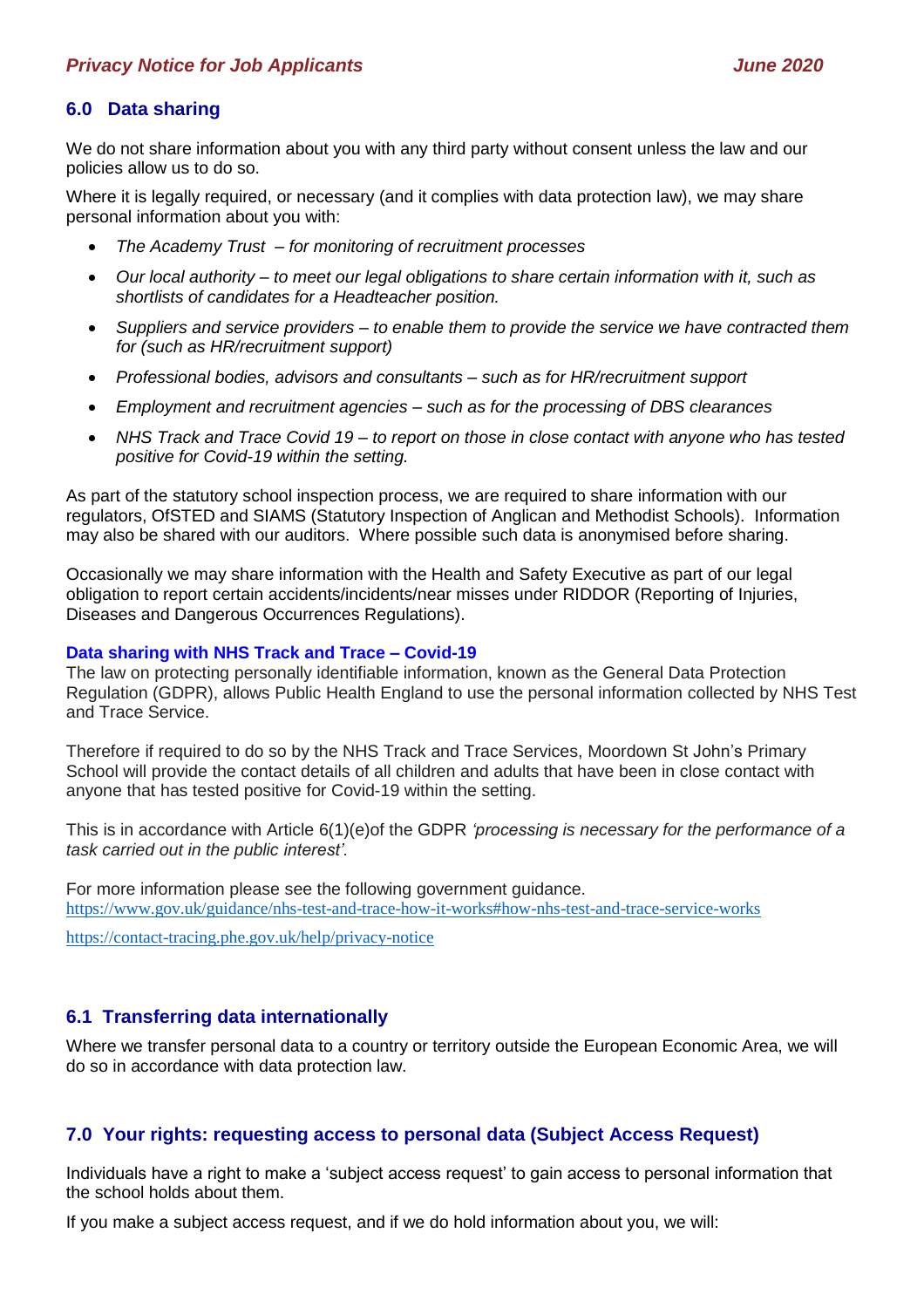## 6.0 Data sharing

We do not share information about you with any third party without consent unless the law and our policies allow us to do so.

Where it is legally required, or necessary (and it complies with data protection law), we may share personal information about you with:

- *The Academy Trust – for monitoring of recruitment processes*
- *Our local authority – to meet our legal obligations to share certain information with it, such as shortlists of candidates for a Headteacher position.*
- *Suppliers and service providers – to enable them to provide the service we have contracted them for (such as HR/recruitment support)*
- *Professional bodies, advisors and consultants – such as for HR/recruitment support*
- *Employment and recruitment agencies – such as for the processing of DBS clearances*
- *NHS Track and Trace Covid 19 – to report on those in close contact with anyone who has tested positive for Covid-19 within the setting.*

As part of the statutory school inspection process, we are required to share information with our regulators, OfSTED and SIAMS (Statutory Inspection of Anglican and Methodist Schools). Information may also be shared with our auditors. Where possible such data is anonymised before sharing.

Occasionally we may share information with the Health and Safety Executive as part of our legal obligation to report certain accidents/incidents/near misses under RIDDOR (Reporting of Injuries, Diseases and Dangerous Occurrences Regulations).

**Data sharing with NHS Track and Trace – Covid-19**

The law on protecting personally identifiable information, known as the General Data Protection Regulation (GDPR), allows Public Health England to use the personal information collected by NHS Test and Trace Service.

Therefore if required to do so by the NHS Track and Trace Services, Moordown St John's Primary School will provide the contact details of all children and adults that have been in close contact with anyone that has tested positive for Covid-19 within the setting.

This is in accordance with Article 6(1)(e)of the GDPR *'processing is necessary for the performance of a task carried out in the public interest'.*

For more information please see the following government guidance.
https://www.gov.uk/guidance/nhs-test-and-trace-how-it-works#how-nhs-test-and-trace-service-works

https://contact-tracing.phe.gov.uk/help/privacy-notice

## 6.1 Transferring data internationally

Where we transfer personal data to a country or territory outside the European Economic Area, we will do so in accordance with data protection law.

## 7.0 Your rights: requesting access to personal data (Subject Access Request)

Individuals have a right to make a 'subject access request' to gain access to personal information that the school holds about them.

If you make a subject access request, and if we do hold information about you, we will: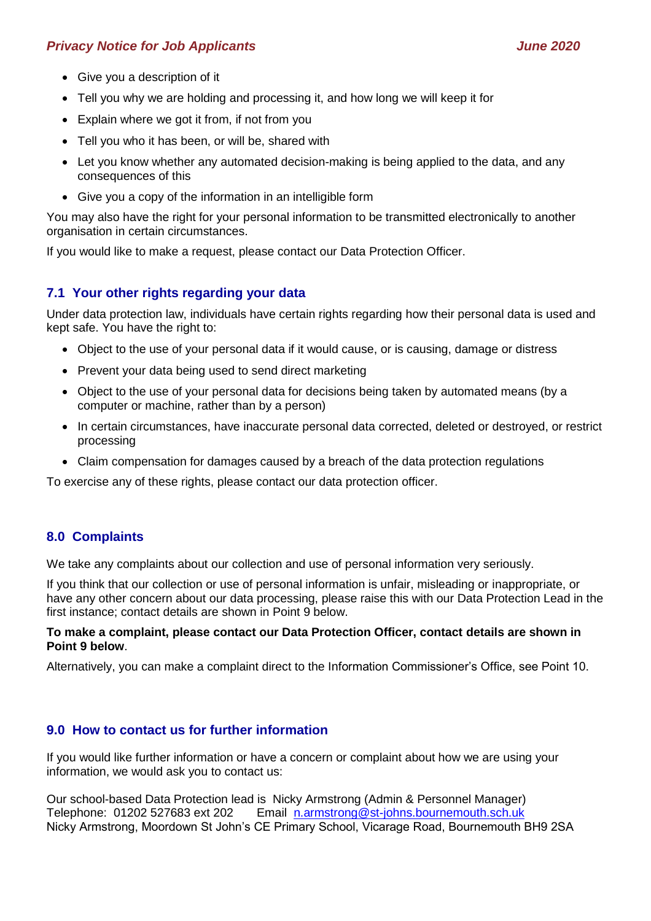- Give you a description of it
- Tell you why we are holding and processing it, and how long we will keep it for
- Explain where we got it from, if not from you
- Tell you who it has been, or will be, shared with
- Let you know whether any automated decision-making is being applied to the data, and any consequences of this
- Give you a copy of the information in an intelligible form

You may also have the right for your personal information to be transmitted electronically to another organisation in certain circumstances.

If you would like to make a request, please contact our Data Protection Officer.

## 7.1 Your other rights regarding your data

Under data protection law, individuals have certain rights regarding how their personal data is used and kept safe. You have the right to:

- Object to the use of your personal data if it would cause, or is causing, damage or distress
- Prevent your data being used to send direct marketing
- Object to the use of your personal data for decisions being taken by automated means (by a computer or machine, rather than by a person)
- In certain circumstances, have inaccurate personal data corrected, deleted or destroyed, or restrict processing
- Claim compensation for damages caused by a breach of the data protection regulations

To exercise any of these rights, please contact our data protection officer.

## 8.0 Complaints

We take any complaints about our collection and use of personal information very seriously.

If you think that our collection or use of personal information is unfair, misleading or inappropriate, or have any other concern about our data processing, please raise this with our Data Protection Lead in the first instance; contact details are shown in Point 9 below.

**To make a complaint, please contact our Data Protection Officer, contact details are shown in Point 9 below**.

Alternatively, you can make a complaint direct to the Information Commissioner's Office, see Point 10.

## 9.0 How to contact us for further information

If you would like further information or have a concern or complaint about how we are using your information, we would ask you to contact us:

Our school-based Data Protection lead is Nicky Armstrong (Admin & Personnel Manager)
Telephone: 01202 527683 ext 202 Email n.armstrong@st-johns.bournemouth.sch.uk
Nicky Armstrong, Moordown St John's CE Primary School, Vicarage Road, Bournemouth BH9 2SA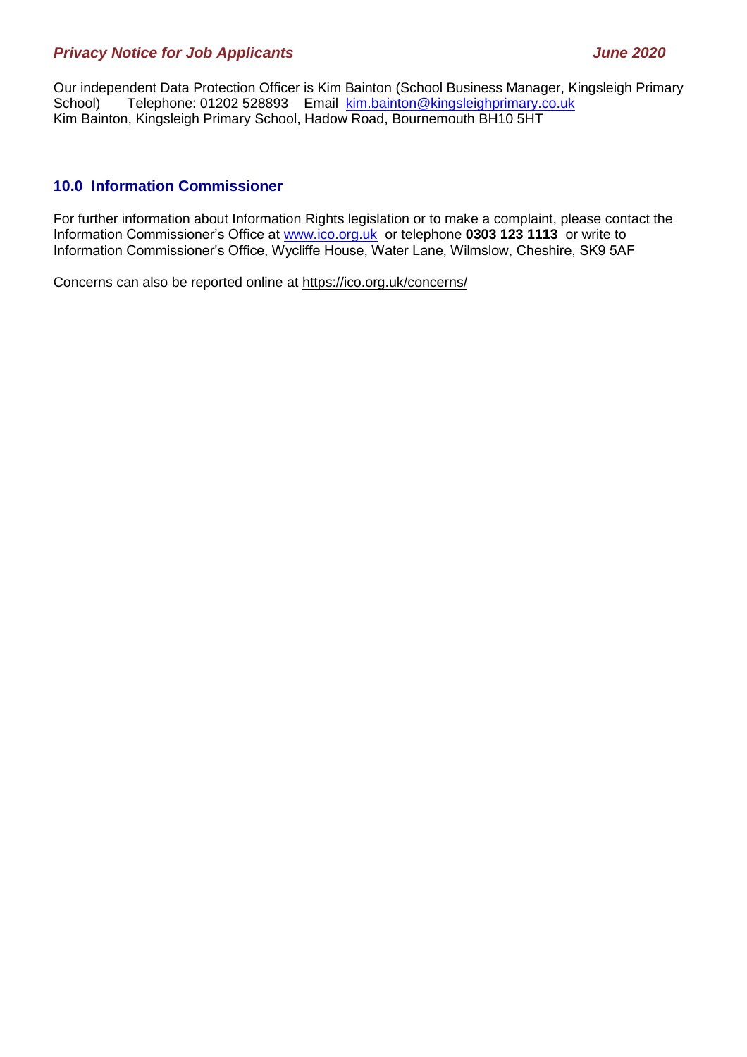Our independent Data Protection Officer is Kim Bainton (School Business Manager, Kingsleigh Primary School) Telephone: 01202 528893 Email kim.bainton@kingsleighprimary.co.uk
Kim Bainton, Kingsleigh Primary School, Hadow Road, Bournemouth BH10 5HT

## 10.0 Information Commissioner

For further information about Information Rights legislation or to make a complaint, please contact the Information Commissioner's Office at www.ico.org.uk or telephone **0303 123 1113** or write to Information Commissioner's Office, Wycliffe House, Water Lane, Wilmslow, Cheshire, SK9 5AF

Concerns can also be reported online at https://ico.org.uk/concerns/